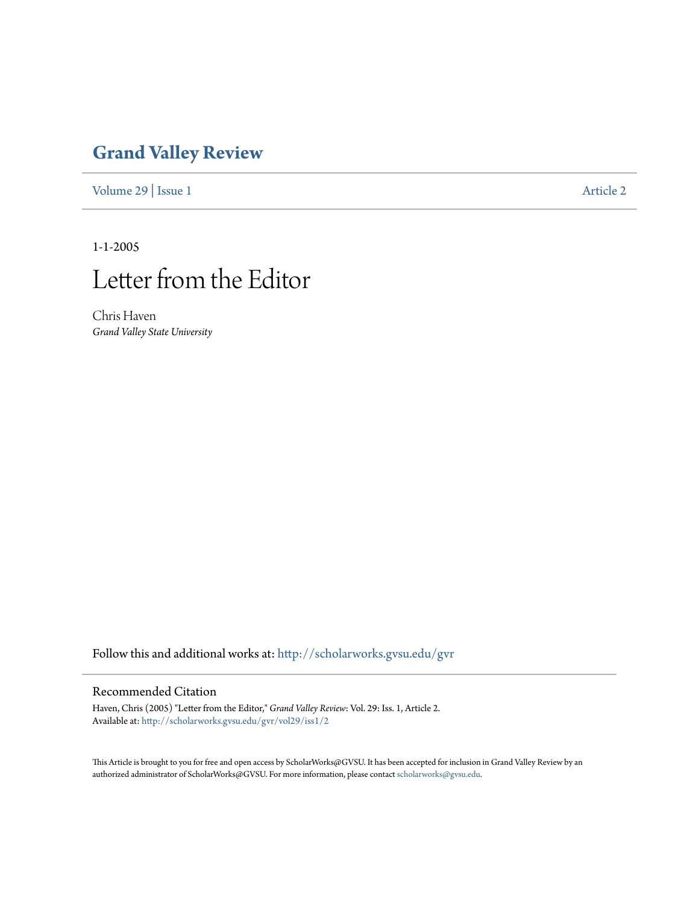# Grand Valley Review

Volume 29 | Issue 1 Article 2

1-1-2005

# Letter from the Editor

Chris Haven
*Grand Valley State University*

Follow this and additional works at: http://scholarworks.gvsu.edu/gvr

## Recommended Citation

Haven, Chris (2005) "Letter from the Editor," *Grand Valley Review*: Vol. 29: Iss. 1, Article 2.
Available at: http://scholarworks.gvsu.edu/gvr/vol29/iss1/2

This Article is brought to you for free and open access by ScholarWorks@GVSU. It has been accepted for inclusion in Grand Valley Review by an authorized administrator of ScholarWorks@GVSU. For more information, please contact scholarworks@gvsu.edu.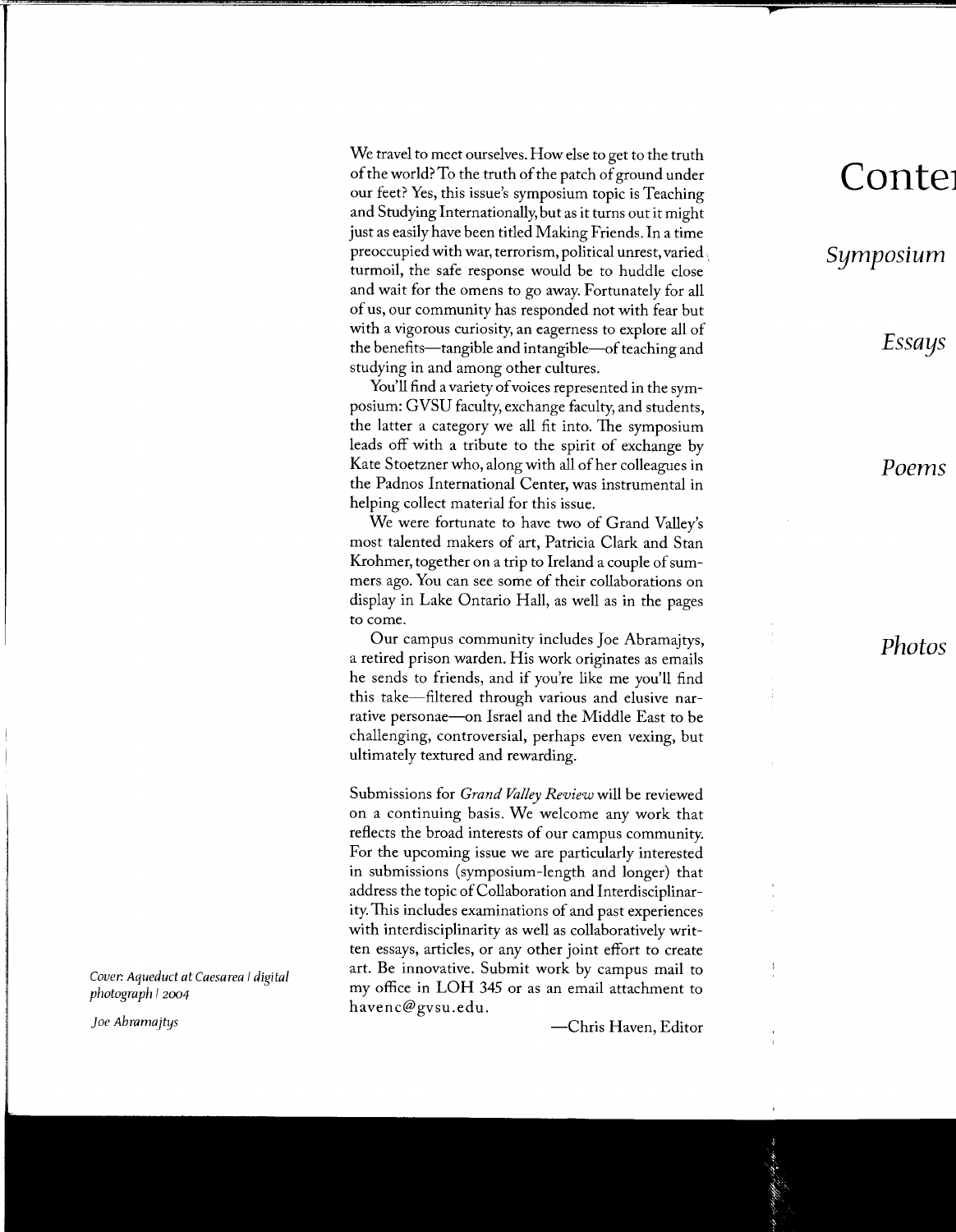We travel to meet ourselves. How else to get to the truth of the world? To the truth of the patch of ground under our feet? Yes, this issue's symposium topic is Teaching and Studying Internationally, but as it turns out it might just as easily have been titled Making Friends. In a time preoccupied with war, terrorism, political unrest, varied turmoil, the safe response would be to huddle close and wait for the omens to go away. Fortunately for all of us, our community has responded not with fear but with a vigorous curiosity, an eagerness to explore all of the benefits—tangible and intangible—of teaching and studying in and among other cultures.

You'll find a variety of voices represented in the symposium: GVSU faculty, exchange faculty, and students, the latter a category we all fit into. The symposium leads off with a tribute to the spirit of exchange by Kate Stoetzner who, along with all of her colleagues in the Padnos International Center, was instrumental in helping collect material for this issue.

We were fortunate to have two of Grand Valley's most talented makers of art, Patricia Clark and Stan Krohmer, together on a trip to Ireland a couple of summers ago. You can see some of their collaborations on display in Lake Ontario Hall, as well as in the pages to come.

Our campus community includes Joe Abramajtys, a retired prison warden. His work originates as emails he sends to friends, and if you're like me you'll find this take—filtered through various and elusive narrative personae—on Israel and the Middle East to be challenging, controversial, perhaps even vexing, but ultimately textured and rewarding.

Submissions for *Grand Valley Review* will be reviewed on a continuing basis. We welcome any work that reflects the broad interests of our campus community. For the upcoming issue we are particularly interested in submissions (symposium-length and longer) that address the topic of Collaboration and Interdisciplinarity. This includes examinations of and past experiences with interdisciplinarity as well as collaboratively written essays, articles, or any other joint effort to create art. Be innovative. Submit work by campus mail to my office in LOH 345 or as an email attachment to havenc@gvsu.edu.

—Chris Haven, Editor

*Cover: Aqueduct at Caesarea | digital photograph | 2004*

*Joe Abramajtys*

# Conte

*Symposium*

*Essays*

*Poems*

*Photos*